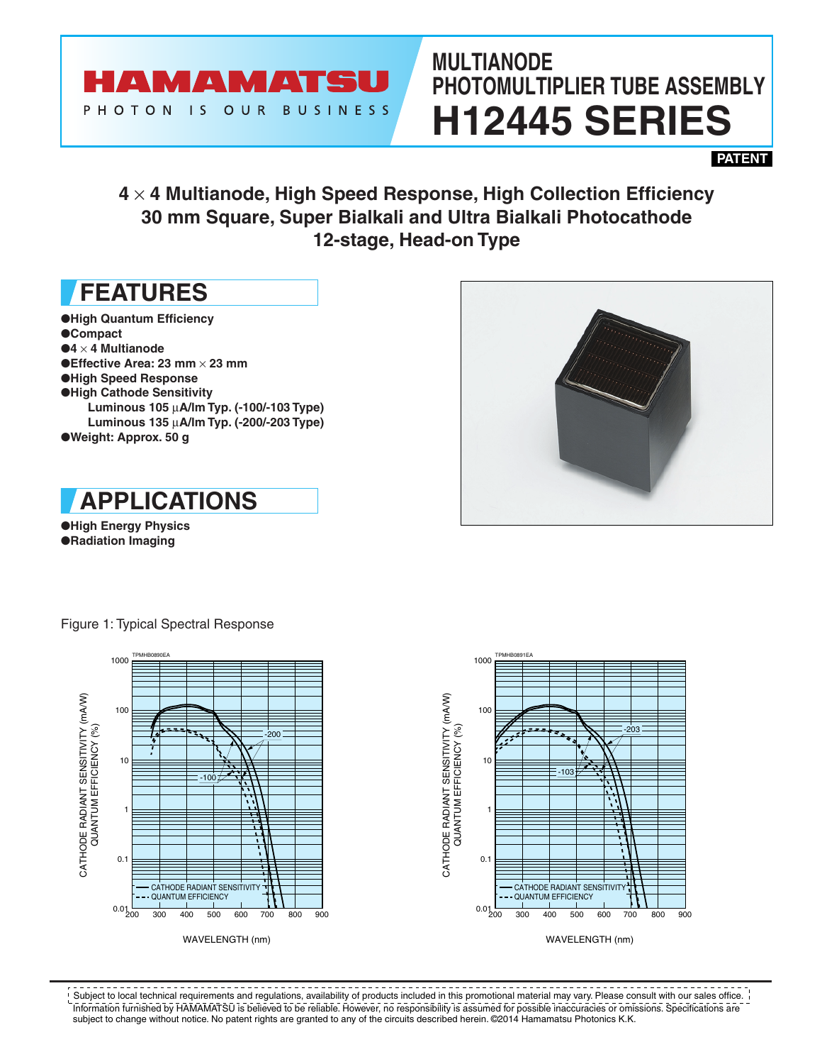# MULTIANODE PHOTOMULTIPLIER TUBE ASSEMBLY H12445 SERIES

**PATENT**

**4 × 4 Multianode, High Speed Response, High Collection Efficiency**
**30 mm Square, Super Bialkali and Ultra Bialkali Photocathode**
**12-stage, Head-on Type**

## FEATURES

- **High Quantum Efficiency**
- **Compact**
- **4 × 4 Multianode**
- **Effective Area: 23 mm × 23 mm**
- **High Speed Response**
- **High Cathode Sensitivity**
  - **Luminous 105 µA/lm Typ. (-100/-103 Type)**
  - **Luminous 135 µA/lm Typ. (-200/-203 Type)**
- **Weight: Approx. 50 g**

## APPLICATIONS

- **High Energy Physics**
- **Radiation Imaging**

Figure 1: Typical Spectral Response

Subject to local technical requirements and regulations, availability of products included in this promotional material may vary. Please consult with our sales office.
Information furnished by HAMAMATSU is believed to be reliable. However, no responsibility is assumed for possible inaccuracies or omissions. Specifications are subject to change without notice. No patent rights are granted to any of the circuits described herein. ©2014 Hamamatsu Photonics K.K.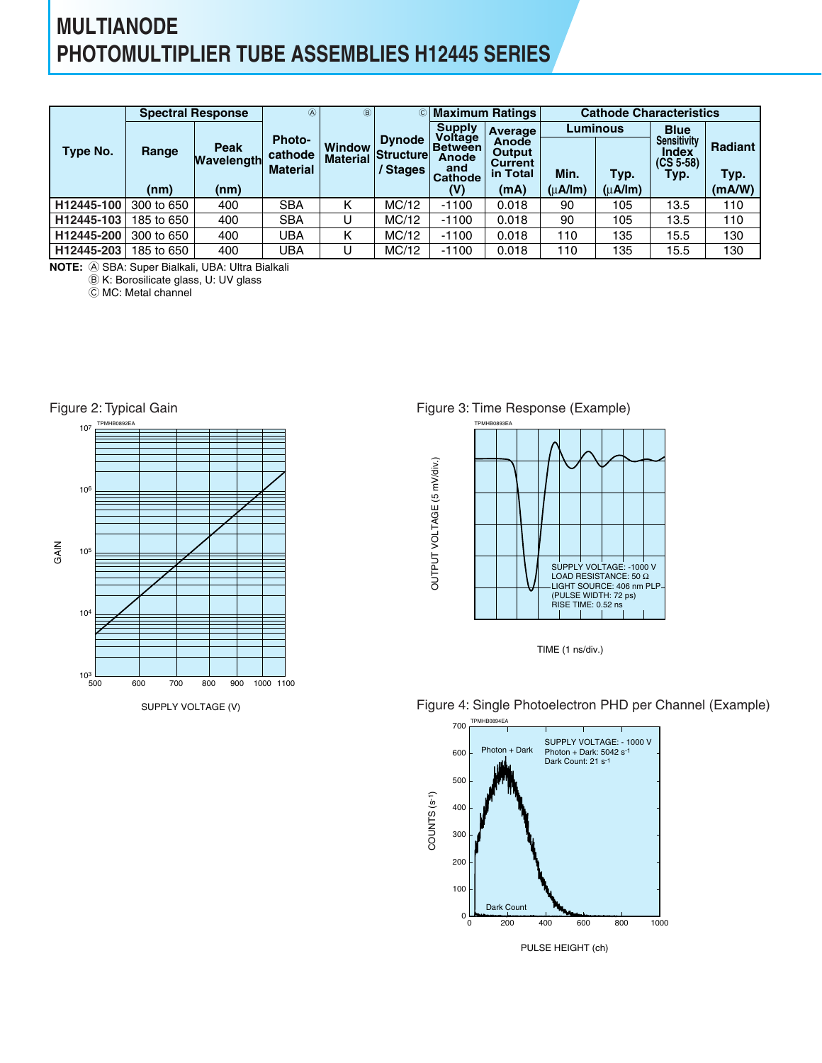# MULTIANODE PHOTOMULTIPLIER TUBE ASSEMBLIES H12445 SERIES

| Type No. | Spectral Response | | Ⓐ Photo-cathode Material | Ⓑ Window Material | Ⓒ Dynode Structure / Stages | Maximum Ratings | | Cathode Characteristics | | | |
|---|---|---|---|---|---|---|---|---|---|---|---|
| | Range | Peak Wavelength | | | | Supply Voltage Between Anode and Cathode | Average Anode Output Current in Total | Luminous | | Blue Sensitivity Index (CS 5-58) | Radiant |
| | (nm) | (nm) | | | | (V) | (mA) | Min. (μA/lm) | Typ. (μA/lm) | Typ. | Typ. (mA/W) |
| H12445-100 | 300 to 650 | 400 | SBA | K | MC/12 | -1100 | 0.018 | 90 | 105 | 13.5 | 110 |
| H12445-103 | 185 to 650 | 400 | SBA | U | MC/12 | -1100 | 0.018 | 90 | 105 | 13.5 | 110 |
| H12445-200 | 300 to 650 | 400 | UBA | K | MC/12 | -1100 | 0.018 | 110 | 135 | 15.5 | 130 |
| H12445-203 | 185 to 650 | 400 | UBA | U | MC/12 | -1100 | 0.018 | 110 | 135 | 15.5 | 130 |

**NOTE:** Ⓐ SBA: Super Bialkali, UBA: Ultra Bialkali
Ⓑ K: Borosilicate glass, U: UV glass
Ⓒ MC: Metal channel

Figure 2: Typical Gain

Figure 3: Time Response (Example)

Figure 4: Single Photoelectron PHD per Channel (Example)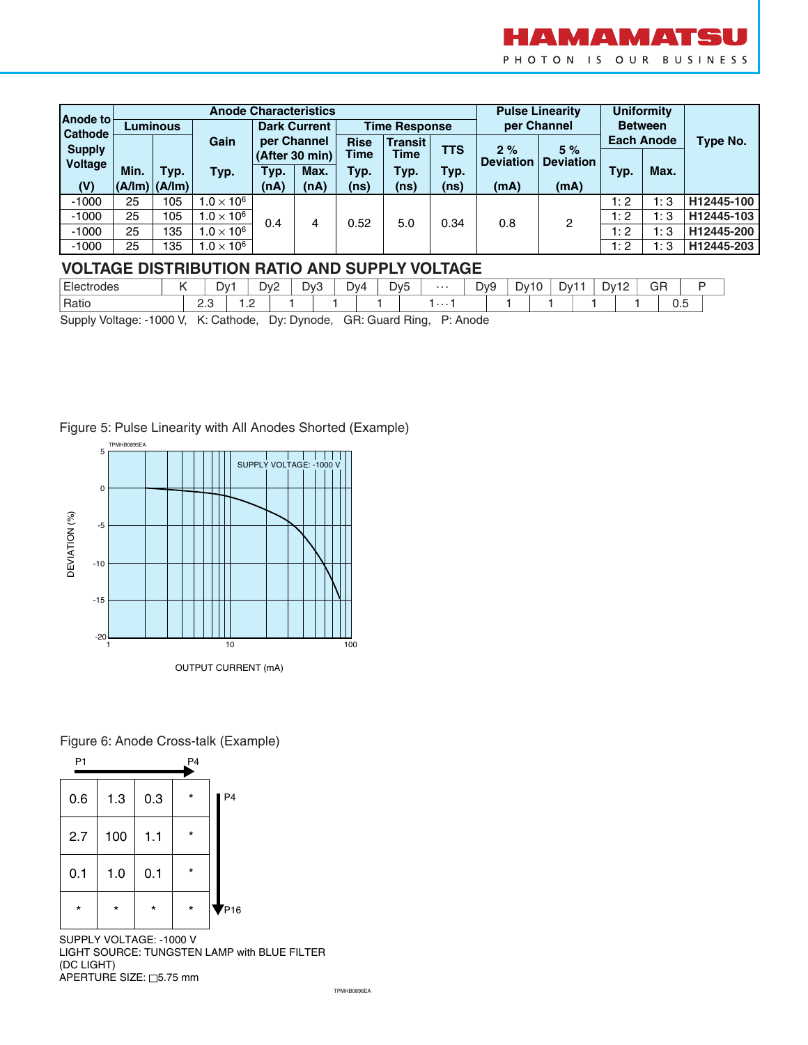| Anode to Cathode Supply Voltage | Anode Characteristics | | | | | | | | | | Uniformity Between Each Anode | | Type No. |
|---|---|---|---|---|---|---|---|---|---|---|---|---|---|
| | Luminous | | Gain | Dark Current per Channel (After 30 min) | | Time Response | | | Pulse Linearity per Channel | | | | |
| | Min. | Typ. | Typ. | Typ. | Max. | Rise Time Typ. | Transit Time Typ. | TTS Typ. | 2 % Deviation | 5 % Deviation | Typ. | Max. | |
| (V) | (A/lm) | (A/lm) | | (nA) | (nA) | (ns) | (ns) | (ns) | (mA) | (mA) | | | |
| -1000 | 25 | 105 | $1.0 \times 10^6$ | 0.4 | 4 | 0.52 | 5.0 | 0.34 | 0.8 | 2 | 1: 2 | 1: 3 | H12445-100 |
| -1000 | 25 | 105 | $1.0 \times 10^6$ | 0.4 | 4 | 0.52 | 5.0 | 0.34 | 0.8 | 2 | 1: 2 | 1: 3 | H12445-103 |
| -1000 | 25 | 135 | $1.0 \times 10^6$ | 0.4 | 4 | 0.52 | 5.0 | 0.34 | 0.8 | 2 | 1: 2 | 1: 3 | H12445-200 |
| -1000 | 25 | 135 | $1.0 \times 10^6$ | 0.4 | 4 | 0.52 | 5.0 | 0.34 | 0.8 | 2 | 1: 2 | 1: 3 | H12445-203 |

## VOLTAGE DISTRIBUTION RATIO AND SUPPLY VOLTAGE

| Electrodes | K | | Dy1 | | Dy2 | | Dy3 | | Dy4 | | Dy5 | | ··· | | Dy9 | | Dy10 | | Dy11 | | Dy12 | | GR | | P |
|---|---|---|---|---|---|---|---|---|---|---|---|---|---|---|---|---|---|---|---|---|---|---|---|---|---|
| Ratio | | 2.3 | | 1.2 | | 1 | | 1 | | 1 | | 1···1 | | 1 | | 1 | | 1 | | 1 | | 0.5 | | | |

Supply Voltage: -1000 V, K: Cathode, Dy: Dynode, GR: Guard Ring, P: Anode

Figure 5: Pulse Linearity with All Anodes Shorted (Example)

Figure 6: Anode Cross-talk (Example)

| 0.6 | 1.3 | 0.3 | * |
|---|---|---|---|
| 2.7 | 100 | 1.1 | * |
| 0.1 | 1.0 | 0.1 | * |
| * | * | * | * |

SUPPLY VOLTAGE: -1000 V
LIGHT SOURCE: TUNGSTEN LAMP with BLUE FILTER (DC LIGHT)
APERTURE SIZE: □5.75 mm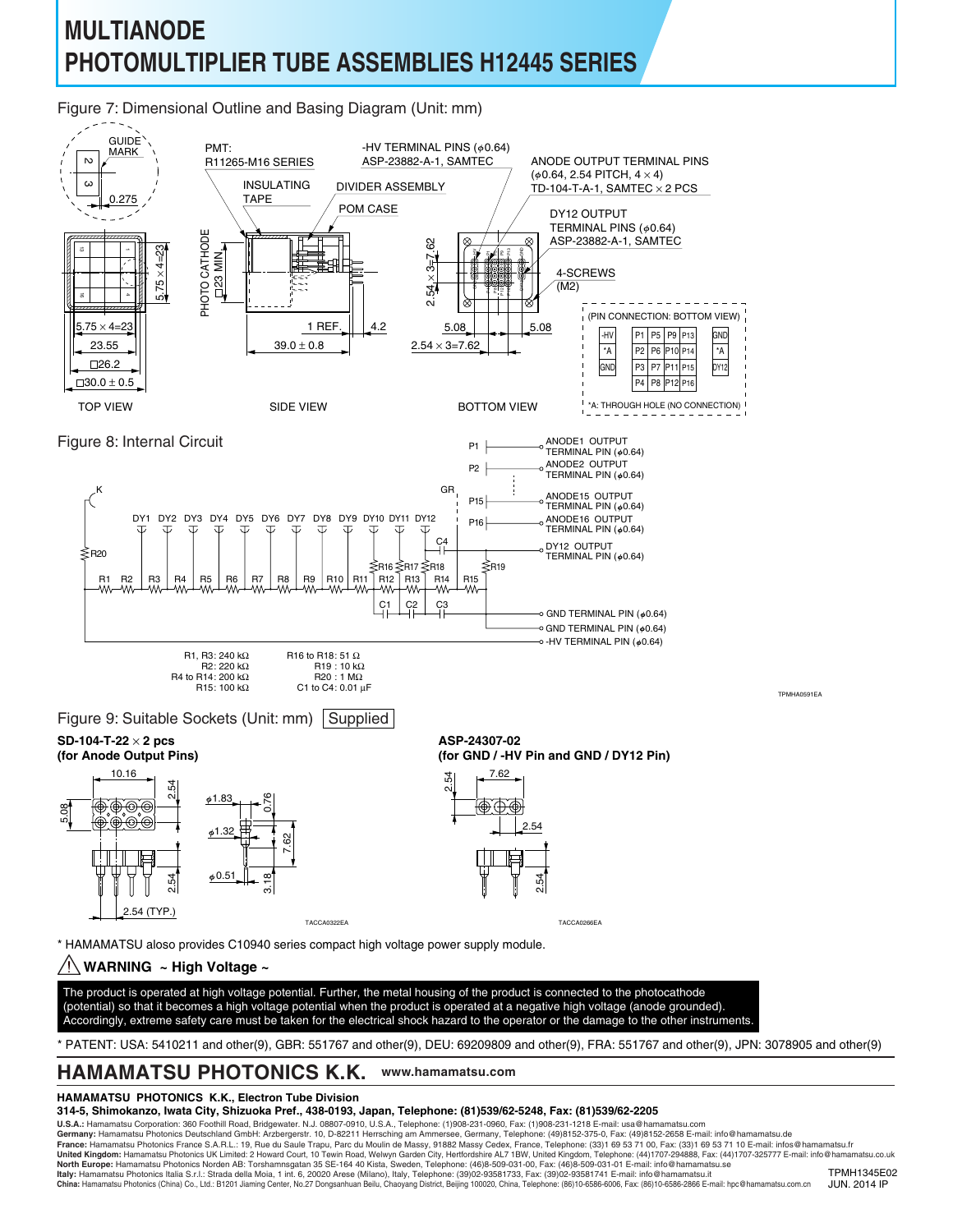# MULTIANODE PHOTOMULTIPLIER TUBE ASSEMBLIES H12445 SERIES

Figure 7: Dimensional Outline and Basing Diagram (Unit: mm)

GUIDE MARK
2
3
0.275
5.75 × 4=23
5.75 × 4=23
23.55
□26.2
□30.0 ± 0.5
TOP VIEW

PMT: R11265-M16 SERIES
INSULATING TAPE
DIVIDER ASSEMBLY
POM CASE
PHOTO CATHODE □23 MIN.
1 REF.
4.2
39.0 ± 0.8
SIDE VIEW

-HV TERMINAL PINS (φ0.64) ASP-23882-A-1, SAMTEC
ANODE OUTPUT TERMINAL PINS (φ0.64, 2.54 PITCH, 4 × 4) TD-104-T-A-1, SAMTEC × 2 PCS
DY12 OUTPUT TERMINAL PINS (φ0.64) ASP-23882-A-1, SAMTEC
4-SCREWS (M2)
2.54 × 3=7.62
5.08
5.08
2.54 × 3=7.62
BOTTOM VIEW

(PIN CONNECTION: BOTTOM VIEW)

| | | | | | |
|---|---|---|---|---|---|
| -HV | P1 | P5 | P9 | P13 | GND |
| *A | P2 | P6 | P10 | P14 | *A |
| GND | P3 | P7 | P11 | P15 | DY12 |
| | P4 | P8 | P12 | P16 | |

*A: THROUGH HOLE (NO CONNECTION)

Figure 8: Internal Circuit

K
DY1 DY2 DY3 DY4 DY5 DY6 DY7 DY8 DY9 DY10 DY11 DY12
GR
P1 ANODE1 OUTPUT TERMINAL PIN (φ0.64)
P2 ANODE2 OUTPUT TERMINAL PIN (φ0.64)
P15 ANODE15 OUTPUT TERMINAL PIN (φ0.64)
P16 ANODE16 OUTPUT TERMINAL PIN (φ0.64)
C4
DY12 OUTPUT TERMINAL PIN (φ0.64)
R20
R16 R17 R18 R19
R1 R2 R3 R4 R5 R6 R7 R8 R9 R10 R11 R12 R13 R14 R15
C1 C2 C3
GND TERMINAL PIN (φ0.64)
GND TERMINAL PIN (φ0.64)
-HV TERMINAL PIN (φ0.64)

R1, R3: 240 kΩ
R2: 220 kΩ
R4 to R14: 200 kΩ
R15: 100 kΩ
R16 to R18: 51 Ω
R19 : 10 kΩ
R20 : 1 MΩ
C1 to C4: 0.01 µF

TPMHA0591EA

Figure 9: Suitable Sockets (Unit: mm) Supplied

**SD-104-T-22 × 2 pcs**
**(for Anode Output Pins)**

10.16
2.54
5.08
φ1.83
0.76
φ1.32
7.62
φ0.51
3.18
2.54
2.54 (TYP.)

TACCA0322EA

**ASP-24307-02**
**(for GND / -HV Pin and GND / DY12 Pin)**

7.62
2.54
2.54
2.54

TACCA0266EA

* HAMAMATSU aloso provides C10940 series compact high voltage power supply module.

## ⚠ WARNING ~ High Voltage ~

The product is operated at high voltage potential. Further, the metal housing of the product is connected to the photocathode (potential) so that it becomes a high voltage potential when the product is operated at a negative high voltage (anode grounded). Accordingly, extreme safety care must be taken for the electrical shock hazard to the operator or the damage to the other instruments.

* PATENT: USA: 5410211 and other(9), GBR: 551767 and other(9), DEU: 69209809 and other(9), FRA: 551767 and other(9), JPN: 3078905 and other(9)

## HAMAMATSU PHOTONICS K.K. www.hamamatsu.com

**HAMAMATSU PHOTONICS K.K., Electron Tube Division**
**314-5, Shimokanzo, Iwata City, Shizuoka Pref., 438-0193, Japan, Telephone: (81)539/62-5248, Fax: (81)539/62-2205**

**U.S.A.:** Hamamatsu Corporation: 360 Foothill Road, Bridgewater. N.J. 08807-0910, U.S.A., Telephone: (1)908-231-0960, Fax: (1)908-231-1218 E-mail: usa@hamamatsu.com
**Germany:** Hamamatsu Photonics Deutschland GmbH: Arzbergerstr. 10, D-82211 Herrsching am Ammersee, Germany, Telephone: (49)8152-375-0, Fax: (49)8152-2658 E-mail: info@hamamatsu.de
**France:** Hamamatsu Photonics France S.A.R.L.: 19, Rue du Saule Trapu, Parc du Moulin de Massy, 91882 Massy Cedex, France, Telephone: (33)1 69 53 71 00, Fax: (33)1 69 53 71 10 E-mail: infos@hamamatsu.fr
**United Kingdom:** Hamamatsu Photonics UK Limited: 2 Howard Court, 10 Tewin Road, Welwyn Garden City, Hertfordshire AL7 1BW, United Kingdom, Telephone: (44)1707-294888, Fax: (44)1707-325777 E-mail: info@hamamatsu.co.uk
**North Europe:** Hamamatsu Photonics Norden AB: Torshamnsgatan 35 SE-164 40 Kista, Sweden, Telephone: (46)8-509-031-00, Fax: (46)8-509-031-01 E-mail: info@hamamatsu.se
**Italy:** Hamamatsu Photonics Italia S.r.l.: Strada della Moia, 1 int. 6, 20020 Arese (Milano), Italy, Telephone: (39)02-93581733, Fax: (39)02-93581741 E-mail: info@hamamatsu.it
**China:** Hamamatsu Photonics (China) Co., Ltd.: B1201 Jiaming Center, No.27 Dongsanhuan Beilu, Chaoyang District, Beijing 100020, China, Telephone: (86)10-6586-6006, Fax: (86)10-6586-2866 E-mail: hpc@hamamatsu.com.cn

TPMH1345E02
JUN. 2014 IP